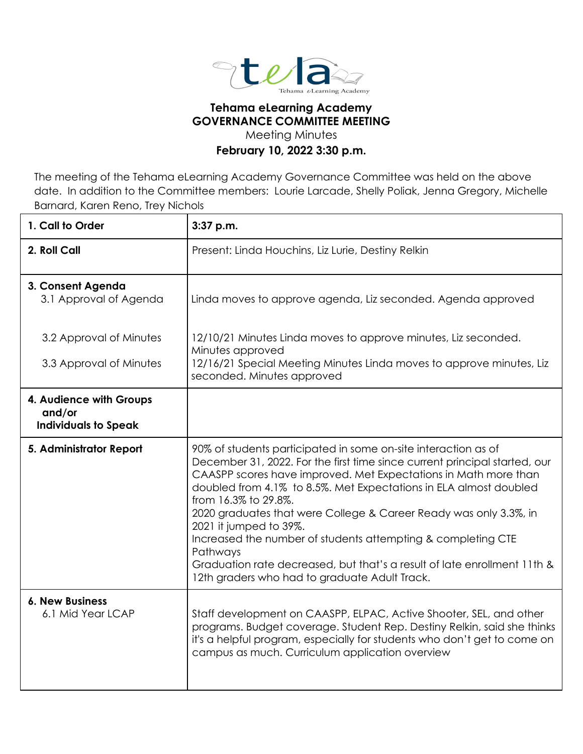# Tehama eLearning Academy
## GOVERNANCE COMMITTEE MEETING
Meeting Minutes
**February 10, 2022 3:30 p.m.**

The meeting of the Tehama eLearning Academy Governance Committee was held on the above date. In addition to the Committee members: Lourie Larcade, Shelly Poliak, Jenna Gregory, Michelle Barnard, Karen Reno, Trey Nichols

| | |
|---|---|
| **1. Call to Order** | **3:37 p.m.** |
| **2. Roll Call** | Present: Linda Houchins, Liz Lurie, Destiny Relkin |
| **3. Consent Agenda**<br>3.1 Approval of Agenda | Linda moves to approve agenda, Liz seconded. Agenda approved |
| 3.2 Approval of Minutes<br>3.3 Approval of Minutes | 12/10/21 Minutes Linda moves to approve minutes, Liz seconded. Minutes approved<br>12/16/21 Special Meeting Minutes Linda moves to approve minutes, Liz seconded. Minutes approved |
| **4. Audience with Groups and/or Individuals to Speak** | |
| **5. Administrator Report** | 90% of students participated in some on-site interaction as of December 31, 2022. For the first time since current principal started, our CAASPP scores have improved. Met Expectations in Math more than doubled from 4.1% to 8.5%. Met Expectations in ELA almost doubled from 16.3% to 29.8%.<br>2020 graduates that were College & Career Ready was only 3.3%, in 2021 it jumped to 39%.<br>Increased the number of students attempting & completing CTE Pathways<br>Graduation rate decreased, but that's a result of late enrollment 11th & 12th graders who had to graduate Adult Track. |
| **6. New Business**<br>6.1 Mid Year LCAP | Staff development on CAASPP, ELPAC, Active Shooter, SEL, and other programs. Budget coverage. Student Rep. Destiny Relkin, said she thinks it's a helpful program, especially for students who don't get to come on campus as much. Curriculum application overview |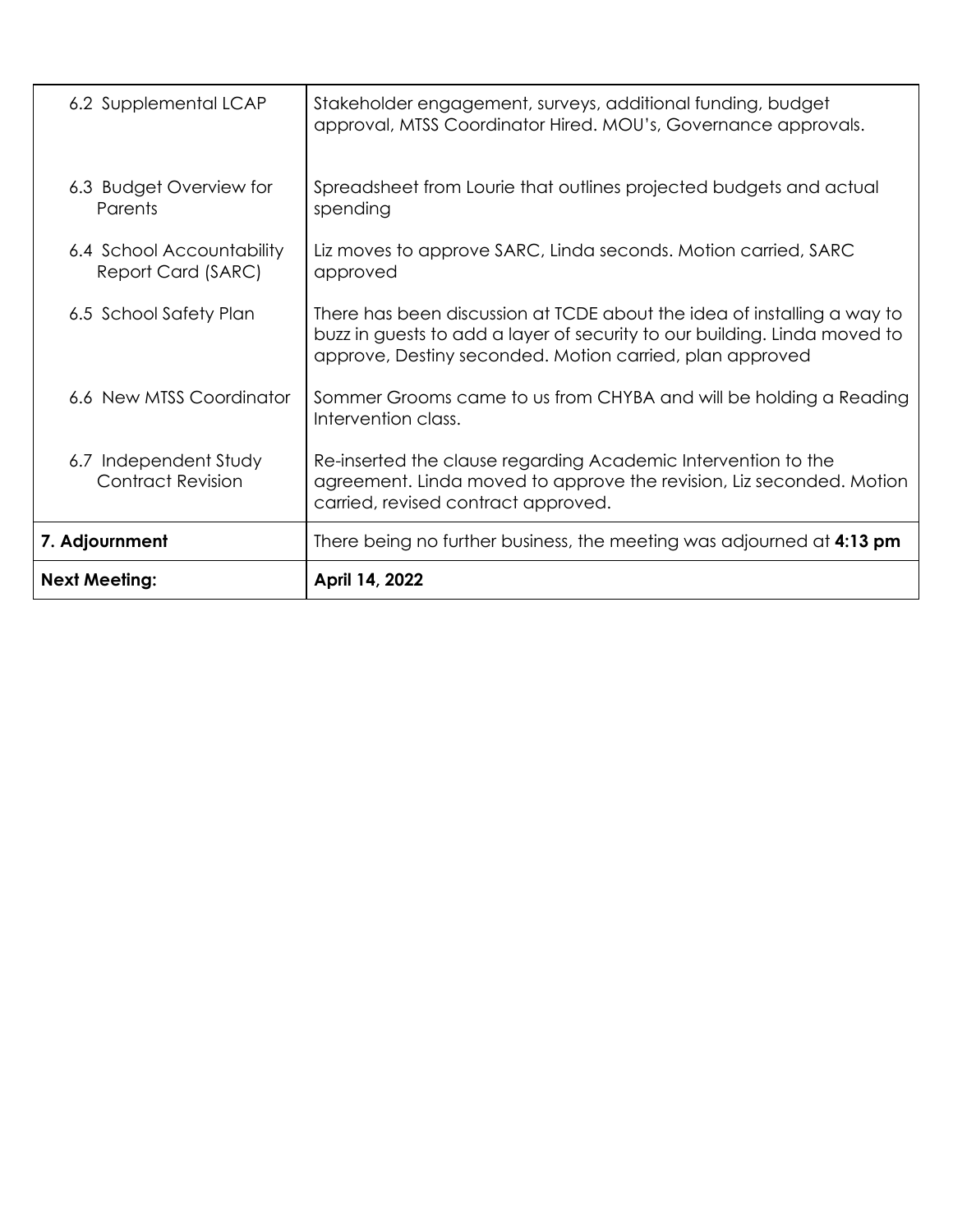| | |
|---|---|
| 6.2 Supplemental LCAP | Stakeholder engagement, surveys, additional funding, budget approval, MTSS Coordinator Hired. MOU's, Governance approvals. |
| 6.3 Budget Overview for Parents | Spreadsheet from Lourie that outlines projected budgets and actual spending |
| 6.4 School Accountability Report Card (SARC) | Liz moves to approve SARC, Linda seconds. Motion carried, SARC approved |
| 6.5 School Safety Plan | There has been discussion at TCDE about the idea of installing a way to buzz in guests to add a layer of security to our building. Linda moved to approve, Destiny seconded. Motion carried, plan approved |
| 6.6 New MTSS Coordinator | Sommer Grooms came to us from CHYBA and will be holding a Reading Intervention class. |
| 6.7 Independent Study Contract Revision | Re-inserted the clause regarding Academic Intervention to the agreement. Linda moved to approve the revision, Liz seconded. Motion carried, revised contract approved. |
| **7. Adjournment** | There being no further business, the meeting was adjourned at **4:13 pm** |
| **Next Meeting:** | **April 14, 2022** |